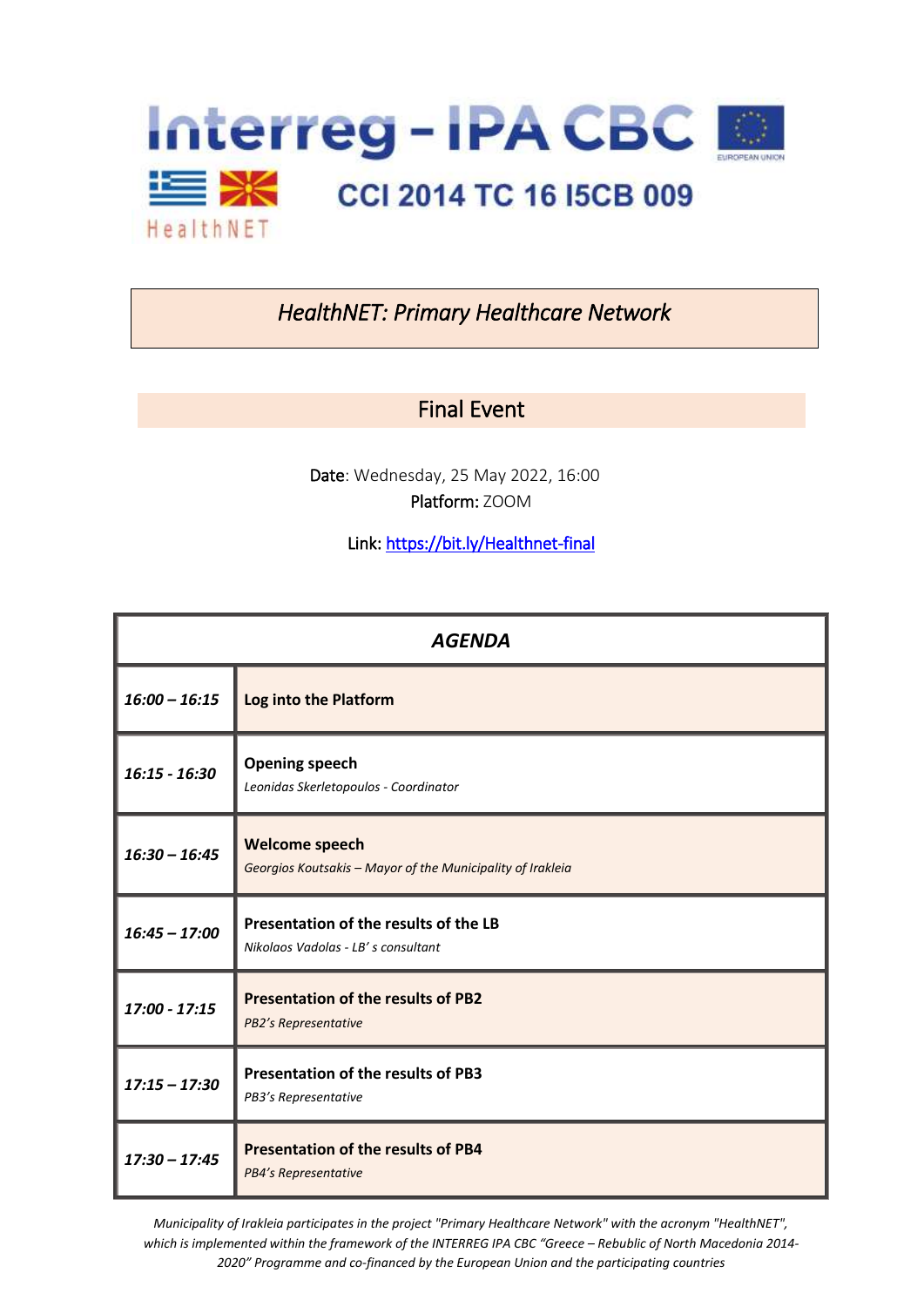Interreg - IPA CBC

HealthNET

CCI 2014 TC 16 I5CB 009

# *HealthNET: Primary Healthcare Network*

## Final Event

Date: Wednesday, 25 May 2022, 16:00
Platform: ZOOM

Link: [https://bit.ly/Healthnet-final](https://bit.ly/Healthnet-final)

| ***AGENDA*** | |
|---|---|
| ***16:00 – 16:15*** | **Log into the Platform** |
| ***16:15 - 16:30*** | **Opening speech**<br>*Leonidas Skerletopoulos - Coordinator* |
| ***16:30 – 16:45*** | **Welcome speech**<br>*Georgios Koutsakis – Mayor of the Municipality of Irakleia* |
| ***16:45 – 17:00*** | **Presentation of the results of the LB**<br>*Nikolaos Vadolas - LB' s consultant* |
| ***17:00 - 17:15*** | **Presentation of the results of PB2**<br>*PB2's Representative* |
| ***17:15 – 17:30*** | **Presentation of the results of PB3**<br>*PB3's Representative* |
| ***17:30 – 17:45*** | **Presentation of the results of PB4**<br>*PB4's Representative* |

*Municipality of Irakleia participates in the project "Primary Healthcare Network" with the acronym "HealthNET", which is implemented within the framework of the INTERREG IPA CBC "Greece – Rebublic of North Macedonia 2014-2020" Programme and co-financed by the European Union and the participating countries*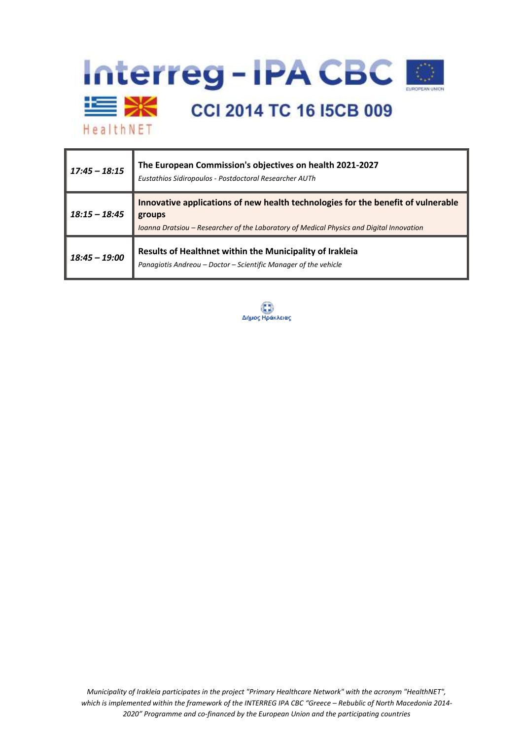| | |
|---|---|
| ***17:45 – 18:15*** | **The European Commission's objectives on health 2021-2027**<br>*Eustathios Sidiropoulos - Postdoctoral Researcher AUTh* |
| ***18:15 – 18:45*** | **Innovative applications of new health technologies for the benefit of vulnerable groups**<br>*Ioanna Dratsiou – Researcher of the Laboratory of Medical Physics and Digital Innovation* |
| ***18:45 – 19:00*** | **Results of Healthnet within the Municipality of Irakleia**<br>*Panagiotis Andreou – Doctor – Scientific Manager of the vehicle* |

Δήμος Ηράκλειας

*Municipality of Irakleia participates in the project "Primary Healthcare Network" with the acronym "HealthNET", which is implemented within the framework of the INTERREG IPA CBC "Greece – Rebublic of North Macedonia 2014-2020" Programme and co-financed by the European Union and the participating countries*